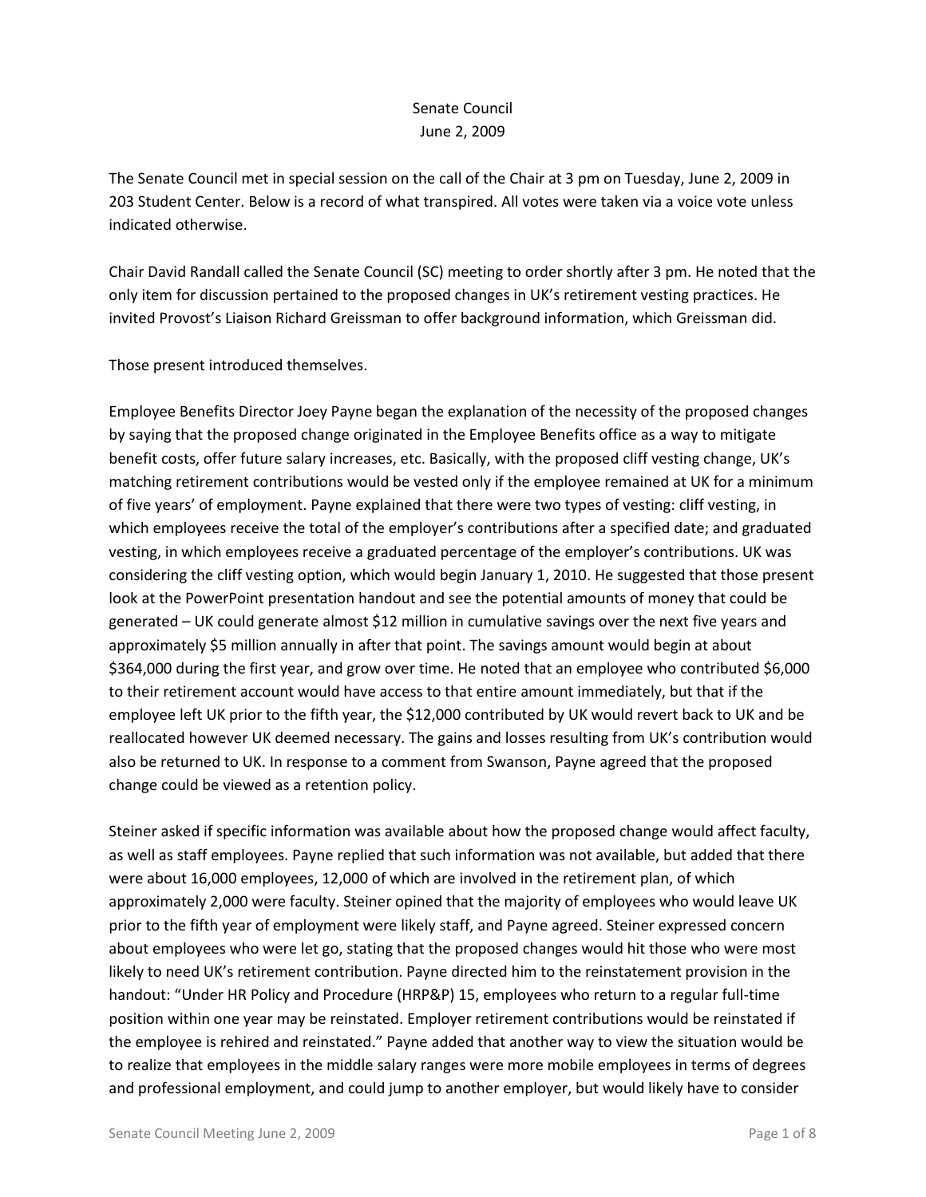Senate Council
June 2, 2009

The Senate Council met in special session on the call of the Chair at 3 pm on Tuesday, June 2, 2009 in 203 Student Center. Below is a record of what transpired. All votes were taken via a voice vote unless indicated otherwise.

Chair David Randall called the Senate Council (SC) meeting to order shortly after 3 pm. He noted that the only item for discussion pertained to the proposed changes in UK's retirement vesting practices. He invited Provost's Liaison Richard Greissman to offer background information, which Greissman did.

Those present introduced themselves.

Employee Benefits Director Joey Payne began the explanation of the necessity of the proposed changes by saying that the proposed change originated in the Employee Benefits office as a way to mitigate benefit costs, offer future salary increases, etc. Basically, with the proposed cliff vesting change, UK's matching retirement contributions would be vested only if the employee remained at UK for a minimum of five years' of employment. Payne explained that there were two types of vesting: cliff vesting, in which employees receive the total of the employer's contributions after a specified date; and graduated vesting, in which employees receive a graduated percentage of the employer's contributions. UK was considering the cliff vesting option, which would begin January 1, 2010. He suggested that those present look at the PowerPoint presentation handout and see the potential amounts of money that could be generated – UK could generate almost $12 million in cumulative savings over the next five years and approximately $5 million annually in after that point. The savings amount would begin at about $364,000 during the first year, and grow over time. He noted that an employee who contributed $6,000 to their retirement account would have access to that entire amount immediately, but that if the employee left UK prior to the fifth year, the $12,000 contributed by UK would revert back to UK and be reallocated however UK deemed necessary. The gains and losses resulting from UK's contribution would also be returned to UK. In response to a comment from Swanson, Payne agreed that the proposed change could be viewed as a retention policy.

Steiner asked if specific information was available about how the proposed change would affect faculty, as well as staff employees. Payne replied that such information was not available, but added that there were about 16,000 employees, 12,000 of which are involved in the retirement plan, of which approximately 2,000 were faculty. Steiner opined that the majority of employees who would leave UK prior to the fifth year of employment were likely staff, and Payne agreed. Steiner expressed concern about employees who were let go, stating that the proposed changes would hit those who were most likely to need UK's retirement contribution. Payne directed him to the reinstatement provision in the handout: "Under HR Policy and Procedure (HRP&P) 15, employees who return to a regular full-time position within one year may be reinstated. Employer retirement contributions would be reinstated if the employee is rehired and reinstated." Payne added that another way to view the situation would be to realize that employees in the middle salary ranges were more mobile employees in terms of degrees and professional employment, and could jump to another employer, but would likely have to consider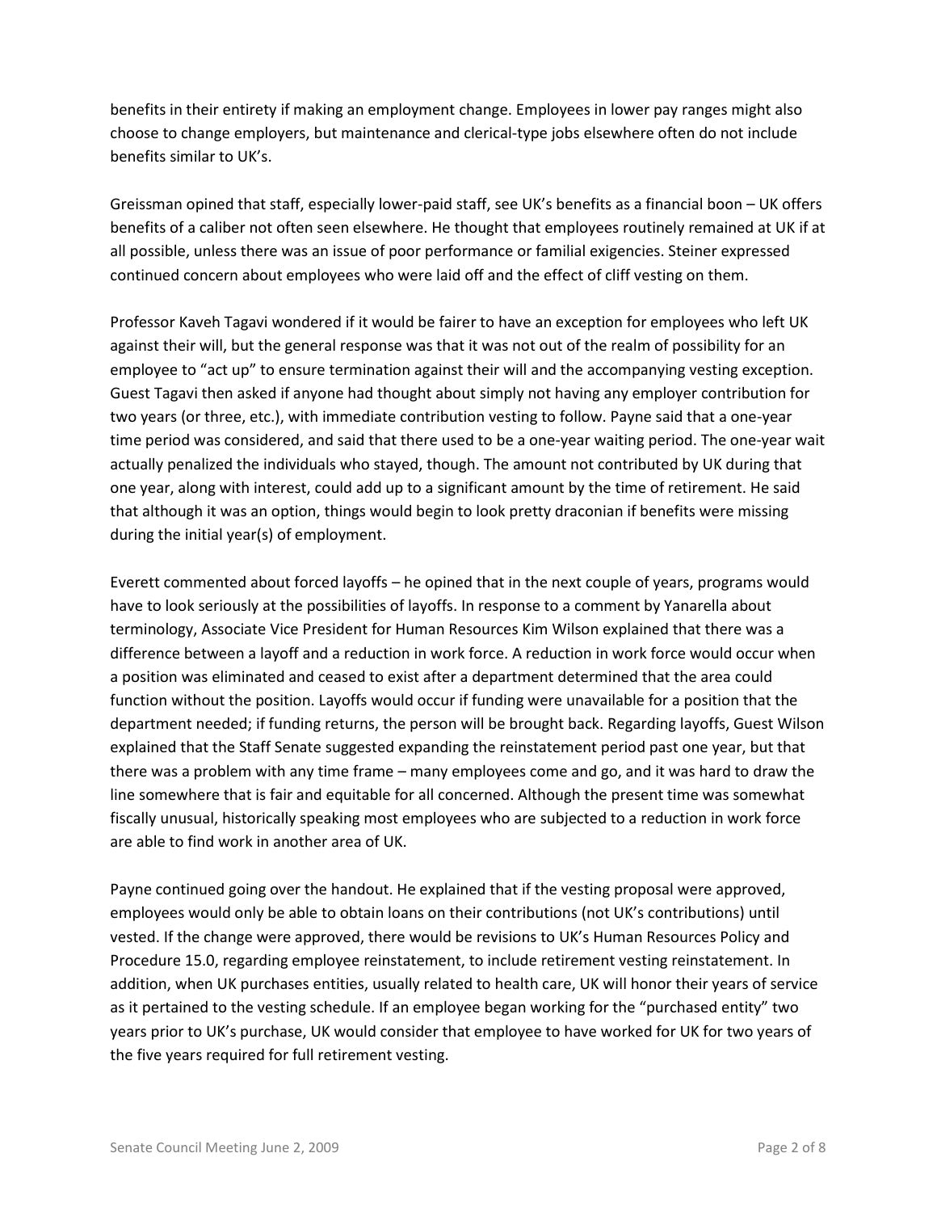benefits in their entirety if making an employment change. Employees in lower pay ranges might also choose to change employers, but maintenance and clerical-type jobs elsewhere often do not include benefits similar to UK's.

Greissman opined that staff, especially lower-paid staff, see UK's benefits as a financial boon – UK offers benefits of a caliber not often seen elsewhere. He thought that employees routinely remained at UK if at all possible, unless there was an issue of poor performance or familial exigencies. Steiner expressed continued concern about employees who were laid off and the effect of cliff vesting on them.

Professor Kaveh Tagavi wondered if it would be fairer to have an exception for employees who left UK against their will, but the general response was that it was not out of the realm of possibility for an employee to "act up" to ensure termination against their will and the accompanying vesting exception. Guest Tagavi then asked if anyone had thought about simply not having any employer contribution for two years (or three, etc.), with immediate contribution vesting to follow. Payne said that a one-year time period was considered, and said that there used to be a one-year waiting period. The one-year wait actually penalized the individuals who stayed, though. The amount not contributed by UK during that one year, along with interest, could add up to a significant amount by the time of retirement. He said that although it was an option, things would begin to look pretty draconian if benefits were missing during the initial year(s) of employment.

Everett commented about forced layoffs – he opined that in the next couple of years, programs would have to look seriously at the possibilities of layoffs. In response to a comment by Yanarella about terminology, Associate Vice President for Human Resources Kim Wilson explained that there was a difference between a layoff and a reduction in work force. A reduction in work force would occur when a position was eliminated and ceased to exist after a department determined that the area could function without the position. Layoffs would occur if funding were unavailable for a position that the department needed; if funding returns, the person will be brought back. Regarding layoffs, Guest Wilson explained that the Staff Senate suggested expanding the reinstatement period past one year, but that there was a problem with any time frame – many employees come and go, and it was hard to draw the line somewhere that is fair and equitable for all concerned. Although the present time was somewhat fiscally unusual, historically speaking most employees who are subjected to a reduction in work force are able to find work in another area of UK.

Payne continued going over the handout. He explained that if the vesting proposal were approved, employees would only be able to obtain loans on their contributions (not UK's contributions) until vested. If the change were approved, there would be revisions to UK's Human Resources Policy and Procedure 15.0, regarding employee reinstatement, to include retirement vesting reinstatement. In addition, when UK purchases entities, usually related to health care, UK will honor their years of service as it pertained to the vesting schedule. If an employee began working for the "purchased entity" two years prior to UK's purchase, UK would consider that employee to have worked for UK for two years of the five years required for full retirement vesting.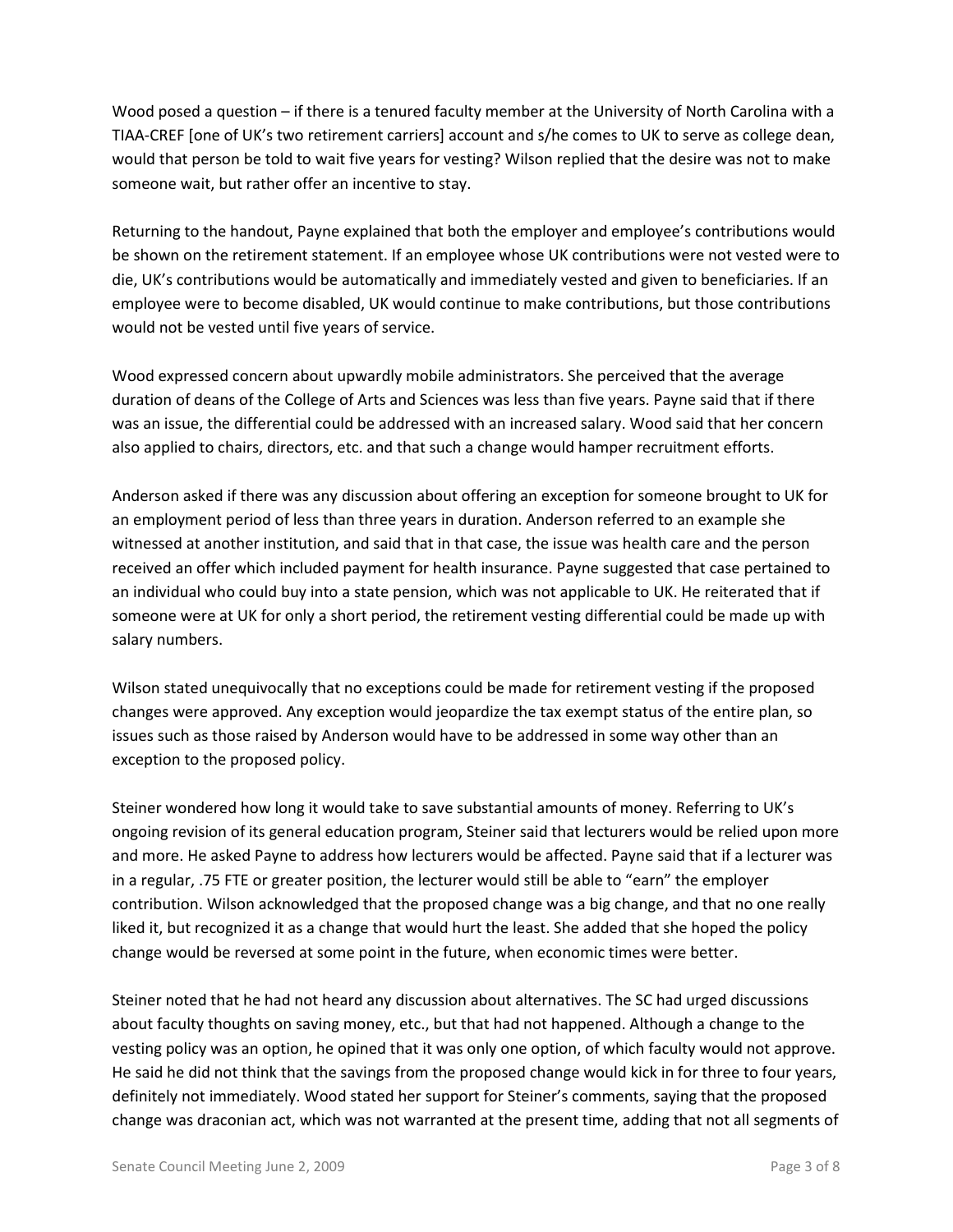Wood posed a question – if there is a tenured faculty member at the University of North Carolina with a TIAA-CREF [one of UK's two retirement carriers] account and s/he comes to UK to serve as college dean, would that person be told to wait five years for vesting? Wilson replied that the desire was not to make someone wait, but rather offer an incentive to stay.

Returning to the handout, Payne explained that both the employer and employee's contributions would be shown on the retirement statement. If an employee whose UK contributions were not vested were to die, UK's contributions would be automatically and immediately vested and given to beneficiaries. If an employee were to become disabled, UK would continue to make contributions, but those contributions would not be vested until five years of service.

Wood expressed concern about upwardly mobile administrators. She perceived that the average duration of deans of the College of Arts and Sciences was less than five years. Payne said that if there was an issue, the differential could be addressed with an increased salary. Wood said that her concern also applied to chairs, directors, etc. and that such a change would hamper recruitment efforts.

Anderson asked if there was any discussion about offering an exception for someone brought to UK for an employment period of less than three years in duration. Anderson referred to an example she witnessed at another institution, and said that in that case, the issue was health care and the person received an offer which included payment for health insurance. Payne suggested that case pertained to an individual who could buy into a state pension, which was not applicable to UK. He reiterated that if someone were at UK for only a short period, the retirement vesting differential could be made up with salary numbers.

Wilson stated unequivocally that no exceptions could be made for retirement vesting if the proposed changes were approved. Any exception would jeopardize the tax exempt status of the entire plan, so issues such as those raised by Anderson would have to be addressed in some way other than an exception to the proposed policy.

Steiner wondered how long it would take to save substantial amounts of money. Referring to UK's ongoing revision of its general education program, Steiner said that lecturers would be relied upon more and more. He asked Payne to address how lecturers would be affected. Payne said that if a lecturer was in a regular, .75 FTE or greater position, the lecturer would still be able to "earn" the employer contribution. Wilson acknowledged that the proposed change was a big change, and that no one really liked it, but recognized it as a change that would hurt the least. She added that she hoped the policy change would be reversed at some point in the future, when economic times were better.

Steiner noted that he had not heard any discussion about alternatives. The SC had urged discussions about faculty thoughts on saving money, etc., but that had not happened. Although a change to the vesting policy was an option, he opined that it was only one option, of which faculty would not approve. He said he did not think that the savings from the proposed change would kick in for three to four years, definitely not immediately. Wood stated her support for Steiner's comments, saying that the proposed change was draconian act, which was not warranted at the present time, adding that not all segments of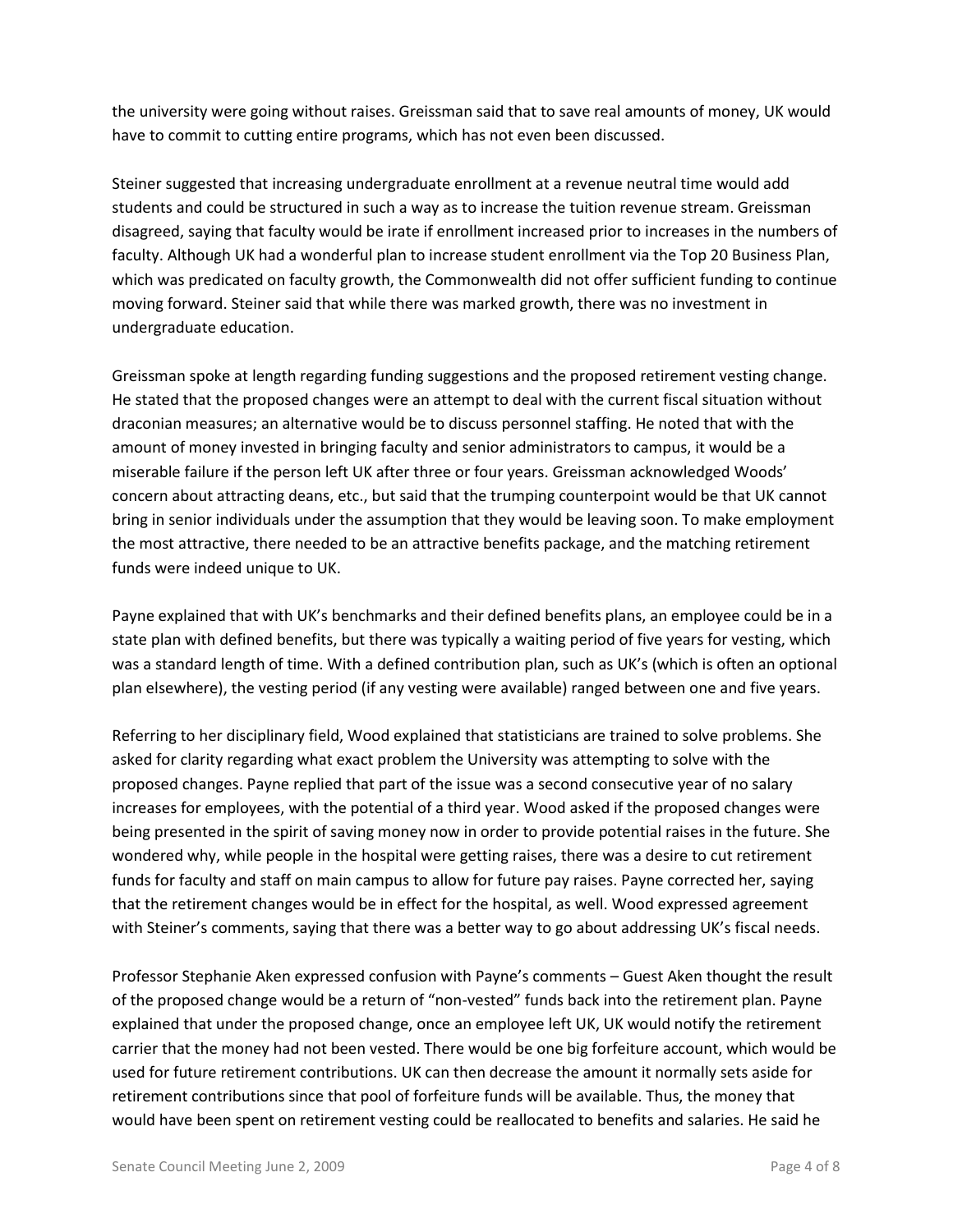the university were going without raises. Greissman said that to save real amounts of money, UK would have to commit to cutting entire programs, which has not even been discussed.

Steiner suggested that increasing undergraduate enrollment at a revenue neutral time would add students and could be structured in such a way as to increase the tuition revenue stream. Greissman disagreed, saying that faculty would be irate if enrollment increased prior to increases in the numbers of faculty. Although UK had a wonderful plan to increase student enrollment via the Top 20 Business Plan, which was predicated on faculty growth, the Commonwealth did not offer sufficient funding to continue moving forward. Steiner said that while there was marked growth, there was no investment in undergraduate education.

Greissman spoke at length regarding funding suggestions and the proposed retirement vesting change. He stated that the proposed changes were an attempt to deal with the current fiscal situation without draconian measures; an alternative would be to discuss personnel staffing. He noted that with the amount of money invested in bringing faculty and senior administrators to campus, it would be a miserable failure if the person left UK after three or four years. Greissman acknowledged Woods' concern about attracting deans, etc., but said that the trumping counterpoint would be that UK cannot bring in senior individuals under the assumption that they would be leaving soon. To make employment the most attractive, there needed to be an attractive benefits package, and the matching retirement funds were indeed unique to UK.

Payne explained that with UK's benchmarks and their defined benefits plans, an employee could be in a state plan with defined benefits, but there was typically a waiting period of five years for vesting, which was a standard length of time. With a defined contribution plan, such as UK's (which is often an optional plan elsewhere), the vesting period (if any vesting were available) ranged between one and five years.

Referring to her disciplinary field, Wood explained that statisticians are trained to solve problems. She asked for clarity regarding what exact problem the University was attempting to solve with the proposed changes. Payne replied that part of the issue was a second consecutive year of no salary increases for employees, with the potential of a third year. Wood asked if the proposed changes were being presented in the spirit of saving money now in order to provide potential raises in the future. She wondered why, while people in the hospital were getting raises, there was a desire to cut retirement funds for faculty and staff on main campus to allow for future pay raises. Payne corrected her, saying that the retirement changes would be in effect for the hospital, as well. Wood expressed agreement with Steiner's comments, saying that there was a better way to go about addressing UK's fiscal needs.

Professor Stephanie Aken expressed confusion with Payne's comments – Guest Aken thought the result of the proposed change would be a return of "non-vested" funds back into the retirement plan. Payne explained that under the proposed change, once an employee left UK, UK would notify the retirement carrier that the money had not been vested. There would be one big forfeiture account, which would be used for future retirement contributions. UK can then decrease the amount it normally sets aside for retirement contributions since that pool of forfeiture funds will be available. Thus, the money that would have been spent on retirement vesting could be reallocated to benefits and salaries. He said he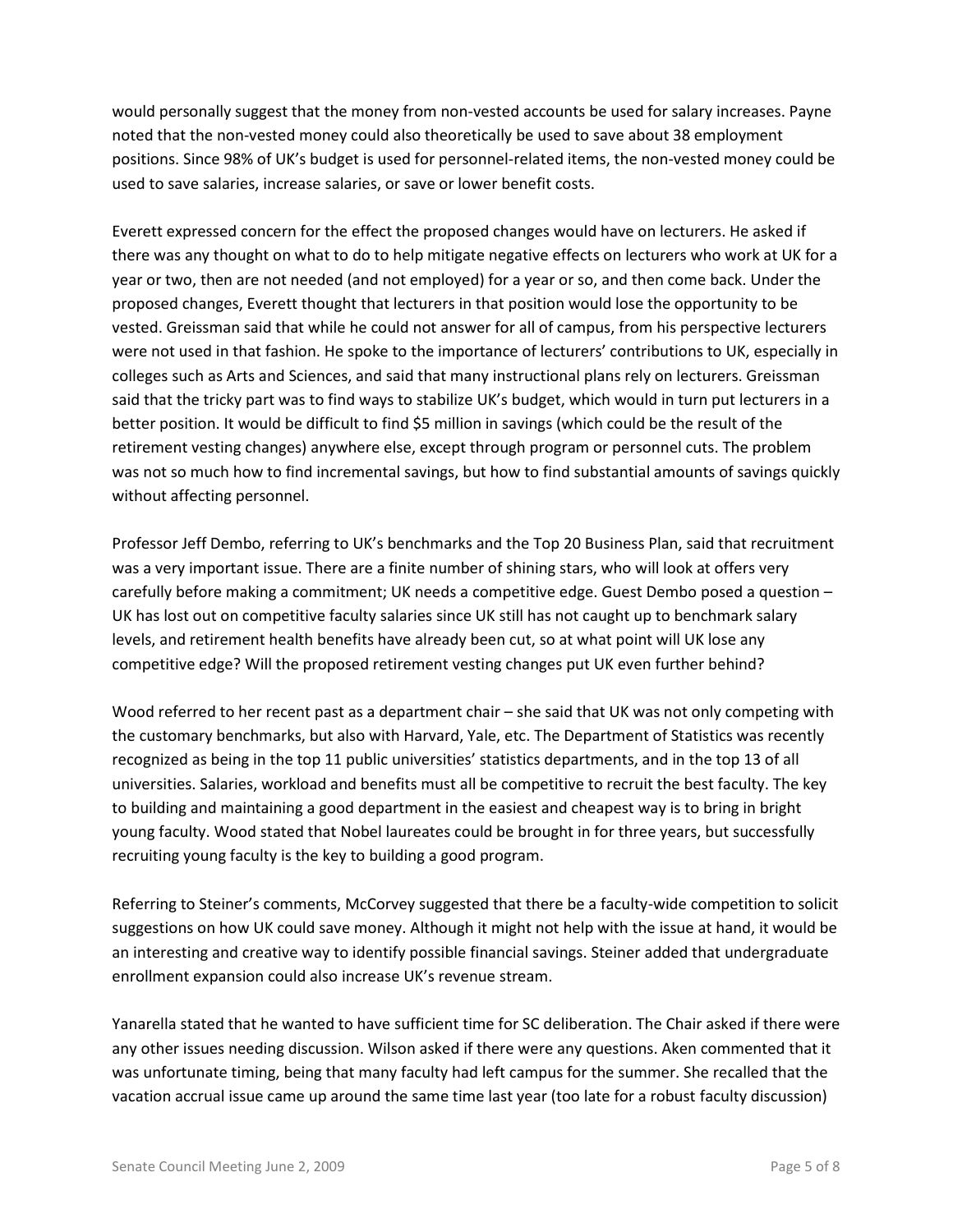would personally suggest that the money from non-vested accounts be used for salary increases. Payne noted that the non-vested money could also theoretically be used to save about 38 employment positions. Since 98% of UK's budget is used for personnel-related items, the non-vested money could be used to save salaries, increase salaries, or save or lower benefit costs.

Everett expressed concern for the effect the proposed changes would have on lecturers. He asked if there was any thought on what to do to help mitigate negative effects on lecturers who work at UK for a year or two, then are not needed (and not employed) for a year or so, and then come back. Under the proposed changes, Everett thought that lecturers in that position would lose the opportunity to be vested. Greissman said that while he could not answer for all of campus, from his perspective lecturers were not used in that fashion. He spoke to the importance of lecturers' contributions to UK, especially in colleges such as Arts and Sciences, and said that many instructional plans rely on lecturers. Greissman said that the tricky part was to find ways to stabilize UK's budget, which would in turn put lecturers in a better position. It would be difficult to find $5 million in savings (which could be the result of the retirement vesting changes) anywhere else, except through program or personnel cuts. The problem was not so much how to find incremental savings, but how to find substantial amounts of savings quickly without affecting personnel.

Professor Jeff Dembo, referring to UK's benchmarks and the Top 20 Business Plan, said that recruitment was a very important issue. There are a finite number of shining stars, who will look at offers very carefully before making a commitment; UK needs a competitive edge. Guest Dembo posed a question – UK has lost out on competitive faculty salaries since UK still has not caught up to benchmark salary levels, and retirement health benefits have already been cut, so at what point will UK lose any competitive edge? Will the proposed retirement vesting changes put UK even further behind?

Wood referred to her recent past as a department chair – she said that UK was not only competing with the customary benchmarks, but also with Harvard, Yale, etc. The Department of Statistics was recently recognized as being in the top 11 public universities' statistics departments, and in the top 13 of all universities. Salaries, workload and benefits must all be competitive to recruit the best faculty. The key to building and maintaining a good department in the easiest and cheapest way is to bring in bright young faculty. Wood stated that Nobel laureates could be brought in for three years, but successfully recruiting young faculty is the key to building a good program.

Referring to Steiner's comments, McCorvey suggested that there be a faculty-wide competition to solicit suggestions on how UK could save money. Although it might not help with the issue at hand, it would be an interesting and creative way to identify possible financial savings. Steiner added that undergraduate enrollment expansion could also increase UK's revenue stream.

Yanarella stated that he wanted to have sufficient time for SC deliberation. The Chair asked if there were any other issues needing discussion. Wilson asked if there were any questions. Aken commented that it was unfortunate timing, being that many faculty had left campus for the summer. She recalled that the vacation accrual issue came up around the same time last year (too late for a robust faculty discussion)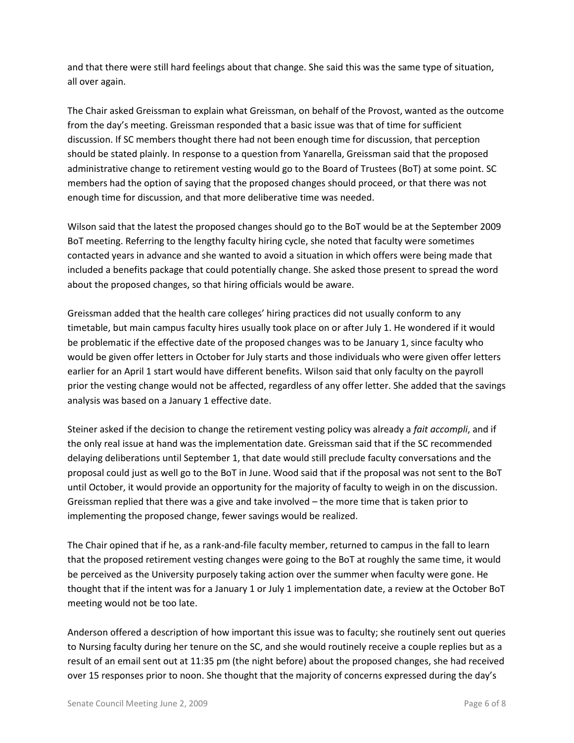and that there were still hard feelings about that change. She said this was the same type of situation, all over again.

The Chair asked Greissman to explain what Greissman, on behalf of the Provost, wanted as the outcome from the day's meeting. Greissman responded that a basic issue was that of time for sufficient discussion. If SC members thought there had not been enough time for discussion, that perception should be stated plainly. In response to a question from Yanarella, Greissman said that the proposed administrative change to retirement vesting would go to the Board of Trustees (BoT) at some point. SC members had the option of saying that the proposed changes should proceed, or that there was not enough time for discussion, and that more deliberative time was needed.

Wilson said that the latest the proposed changes should go to the BoT would be at the September 2009 BoT meeting. Referring to the lengthy faculty hiring cycle, she noted that faculty were sometimes contacted years in advance and she wanted to avoid a situation in which offers were being made that included a benefits package that could potentially change. She asked those present to spread the word about the proposed changes, so that hiring officials would be aware.

Greissman added that the health care colleges' hiring practices did not usually conform to any timetable, but main campus faculty hires usually took place on or after July 1. He wondered if it would be problematic if the effective date of the proposed changes was to be January 1, since faculty who would be given offer letters in October for July starts and those individuals who were given offer letters earlier for an April 1 start would have different benefits. Wilson said that only faculty on the payroll prior the vesting change would not be affected, regardless of any offer letter. She added that the savings analysis was based on a January 1 effective date.

Steiner asked if the decision to change the retirement vesting policy was already a *fait accompli*, and if the only real issue at hand was the implementation date. Greissman said that if the SC recommended delaying deliberations until September 1, that date would still preclude faculty conversations and the proposal could just as well go to the BoT in June. Wood said that if the proposal was not sent to the BoT until October, it would provide an opportunity for the majority of faculty to weigh in on the discussion. Greissman replied that there was a give and take involved – the more time that is taken prior to implementing the proposed change, fewer savings would be realized.

The Chair opined that if he, as a rank-and-file faculty member, returned to campus in the fall to learn that the proposed retirement vesting changes were going to the BoT at roughly the same time, it would be perceived as the University purposely taking action over the summer when faculty were gone. He thought that if the intent was for a January 1 or July 1 implementation date, a review at the October BoT meeting would not be too late.

Anderson offered a description of how important this issue was to faculty; she routinely sent out queries to Nursing faculty during her tenure on the SC, and she would routinely receive a couple replies but as a result of an email sent out at 11:35 pm (the night before) about the proposed changes, she had received over 15 responses prior to noon. She thought that the majority of concerns expressed during the day's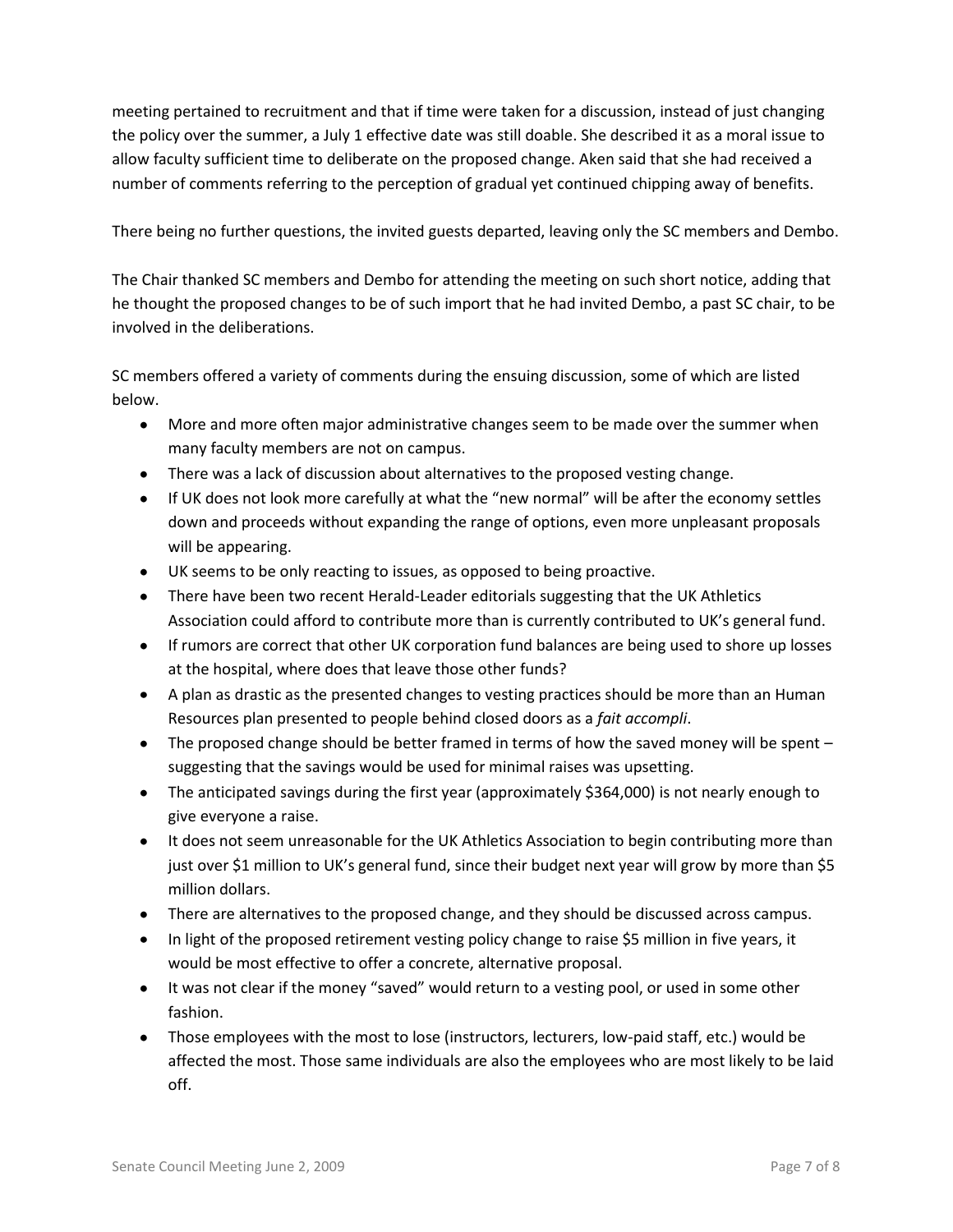meeting pertained to recruitment and that if time were taken for a discussion, instead of just changing the policy over the summer, a July 1 effective date was still doable. She described it as a moral issue to allow faculty sufficient time to deliberate on the proposed change. Aken said that she had received a number of comments referring to the perception of gradual yet continued chipping away of benefits.

There being no further questions, the invited guests departed, leaving only the SC members and Dembo.

The Chair thanked SC members and Dembo for attending the meeting on such short notice, adding that he thought the proposed changes to be of such import that he had invited Dembo, a past SC chair, to be involved in the deliberations.

SC members offered a variety of comments during the ensuing discussion, some of which are listed below.

- More and more often major administrative changes seem to be made over the summer when many faculty members are not on campus.
- There was a lack of discussion about alternatives to the proposed vesting change.
- If UK does not look more carefully at what the "new normal" will be after the economy settles down and proceeds without expanding the range of options, even more unpleasant proposals will be appearing.
- UK seems to be only reacting to issues, as opposed to being proactive.
- There have been two recent Herald-Leader editorials suggesting that the UK Athletics Association could afford to contribute more than is currently contributed to UK's general fund.
- If rumors are correct that other UK corporation fund balances are being used to shore up losses at the hospital, where does that leave those other funds?
- A plan as drastic as the presented changes to vesting practices should be more than an Human Resources plan presented to people behind closed doors as a *fait accompli*.
- The proposed change should be better framed in terms of how the saved money will be spent – suggesting that the savings would be used for minimal raises was upsetting.
- The anticipated savings during the first year (approximately $364,000) is not nearly enough to give everyone a raise.
- It does not seem unreasonable for the UK Athletics Association to begin contributing more than just over $1 million to UK's general fund, since their budget next year will grow by more than $5 million dollars.
- There are alternatives to the proposed change, and they should be discussed across campus.
- In light of the proposed retirement vesting policy change to raise $5 million in five years, it would be most effective to offer a concrete, alternative proposal.
- It was not clear if the money "saved" would return to a vesting pool, or used in some other fashion.
- Those employees with the most to lose (instructors, lecturers, low-paid staff, etc.) would be affected the most. Those same individuals are also the employees who are most likely to be laid off.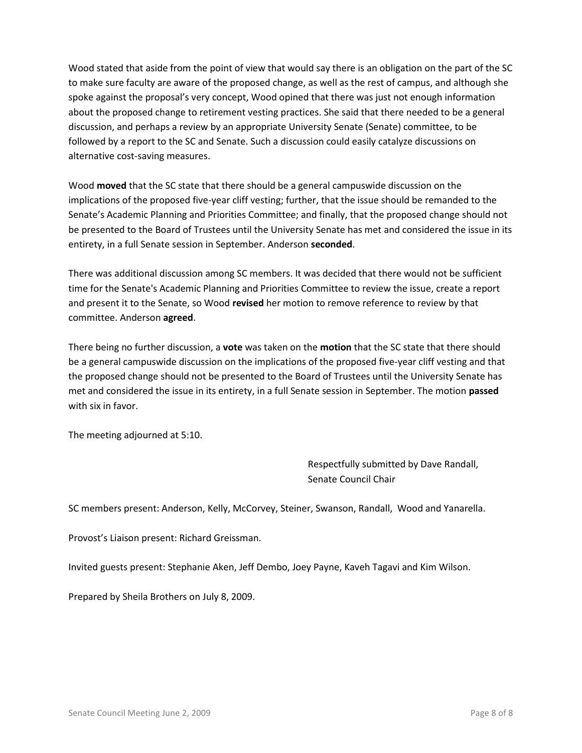Wood stated that aside from the point of view that would say there is an obligation on the part of the SC to make sure faculty are aware of the proposed change, as well as the rest of campus, and although she spoke against the proposal's very concept, Wood opined that there was just not enough information about the proposed change to retirement vesting practices. She said that there needed to be a general discussion, and perhaps a review by an appropriate University Senate (Senate) committee, to be followed by a report to the SC and Senate. Such a discussion could easily catalyze discussions on alternative cost-saving measures.

Wood **moved** that the SC state that there should be a general campuswide discussion on the implications of the proposed five-year cliff vesting; further, that the issue should be remanded to the Senate's Academic Planning and Priorities Committee; and finally, that the proposed change should not be presented to the Board of Trustees until the University Senate has met and considered the issue in its entirety, in a full Senate session in September. Anderson **seconded**.

There was additional discussion among SC members. It was decided that there would not be sufficient time for the Senate's Academic Planning and Priorities Committee to review the issue, create a report and present it to the Senate, so Wood **revised** her motion to remove reference to review by that committee. Anderson **agreed**.

There being no further discussion, a **vote** was taken on the **motion** that the SC state that there should be a general campuswide discussion on the implications of the proposed five-year cliff vesting and that the proposed change should not be presented to the Board of Trustees until the University Senate has met and considered the issue in its entirety, in a full Senate session in September. The motion **passed** with six in favor.

The meeting adjourned at 5:10.

Respectfully submitted by Dave Randall,
Senate Council Chair

SC members present: Anderson, Kelly, McCorvey, Steiner, Swanson, Randall, Wood and Yanarella.

Provost's Liaison present: Richard Greissman.

Invited guests present: Stephanie Aken, Jeff Dembo, Joey Payne, Kaveh Tagavi and Kim Wilson.

Prepared by Sheila Brothers on July 8, 2009.